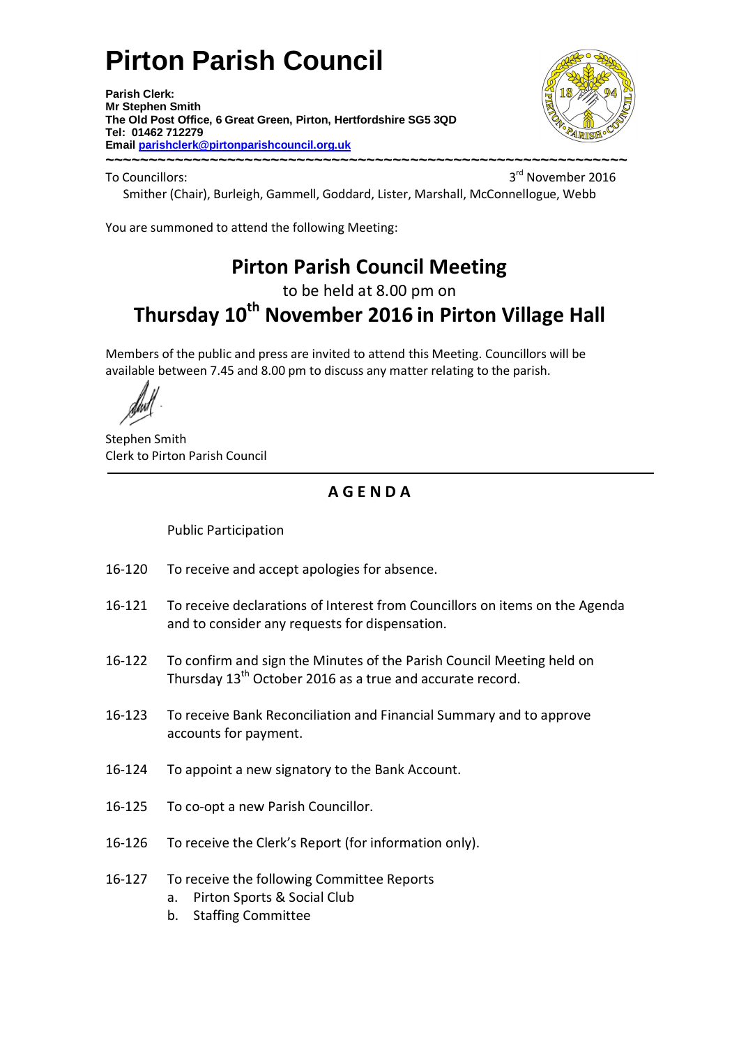# Pirton Parish Council

**Parish Clerk:**
**Mr Stephen Smith**
**The Old Post Office, 6 Great Green, Pirton, Hertfordshire SG5 3QD**
**Tel: 01462 712279**
**Email [parishclerk@pirtonparishcouncil.org.uk](mailto:parishclerk@pirtonparishcouncil.org.uk)**

~~~~~~~~~~~~~~~~~~~~~~~~~~~~~~~~~~~~~~~~~~~~~~~~~~~~~~~~~~~~~~~~

To Councillors: 3rd November 2016

Smither (Chair), Burleigh, Gammell, Goddard, Lister, Marshall, McConnellogue, Webb

You are summoned to attend the following Meeting:

## Pirton Parish Council Meeting

to be held at 8.00 pm on

## Thursday 10th November 2016 in Pirton Village Hall

Members of the public and press are invited to attend this Meeting. Councillors will be available between 7.45 and 8.00 pm to discuss any matter relating to the parish.

Stephen Smith
Clerk to Pirton Parish Council

---

## A G E N D A

Public Participation

16-120 To receive and accept apologies for absence.

16-121 To receive declarations of Interest from Councillors on items on the Agenda and to consider any requests for dispensation.

16-122 To confirm and sign the Minutes of the Parish Council Meeting held on Thursday 13th October 2016 as a true and accurate record.

16-123 To receive Bank Reconciliation and Financial Summary and to approve accounts for payment.

16-124 To appoint a new signatory to the Bank Account.

16-125 To co-opt a new Parish Councillor.

16-126 To receive the Clerk's Report (for information only).

16-127 To receive the following Committee Reports
- a. Pirton Sports & Social Club
- b. Staffing Committee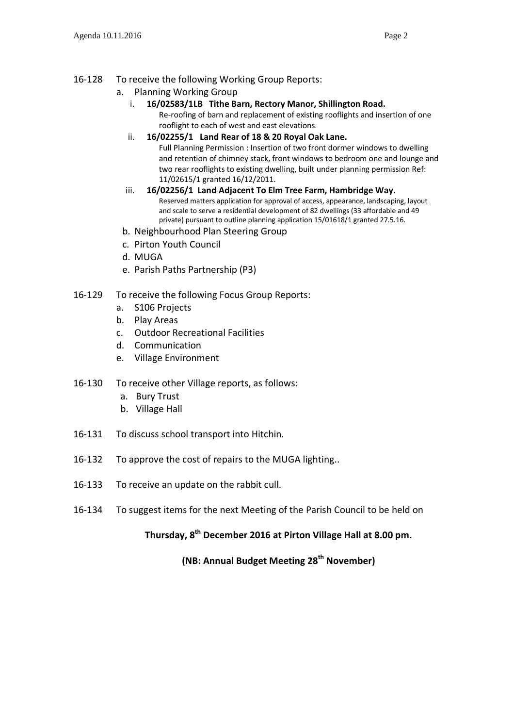16-128 To receive the following Working Group Reports:

a. Planning Working Group

   i. **16/02583/1LB Tithe Barn, Rectory Manor, Shillington Road.**
      Re-roofing of barn and replacement of existing rooflights and insertion of one rooflight to each of west and east elevations.

   ii. **16/02255/1 Land Rear of 18 & 20 Royal Oak Lane.**
      Full Planning Permission : Insertion of two front dormer windows to dwelling and retention of chimney stack, front windows to bedroom one and lounge and two rear rooflights to existing dwelling, built under planning permission Ref: 11/02615/1 granted 16/12/2011.

   iii. **16/02256/1 Land Adjacent To Elm Tree Farm, Hambridge Way.**
      Reserved matters application for approval of access, appearance, landscaping, layout and scale to serve a residential development of 82 dwellings (33 affordable and 49 private) pursuant to outline planning application 15/01618/1 granted 27.5.16.

b. Neighbourhood Plan Steering Group

c. Pirton Youth Council

d. MUGA

e. Parish Paths Partnership (P3)

16-129 To receive the following Focus Group Reports:

a. S106 Projects

b. Play Areas

c. Outdoor Recreational Facilities

d. Communication

e. Village Environment

16-130 To receive other Village reports, as follows:

a. Bury Trust

b. Village Hall

16-131 To discuss school transport into Hitchin.

16-132 To approve the cost of repairs to the MUGA lighting..

16-133 To receive an update on the rabbit cull.

16-134 To suggest items for the next Meeting of the Parish Council to be held on

**Thursday, 8th December 2016 at Pirton Village Hall at 8.00 pm.**

**(NB: Annual Budget Meeting 28th November)**